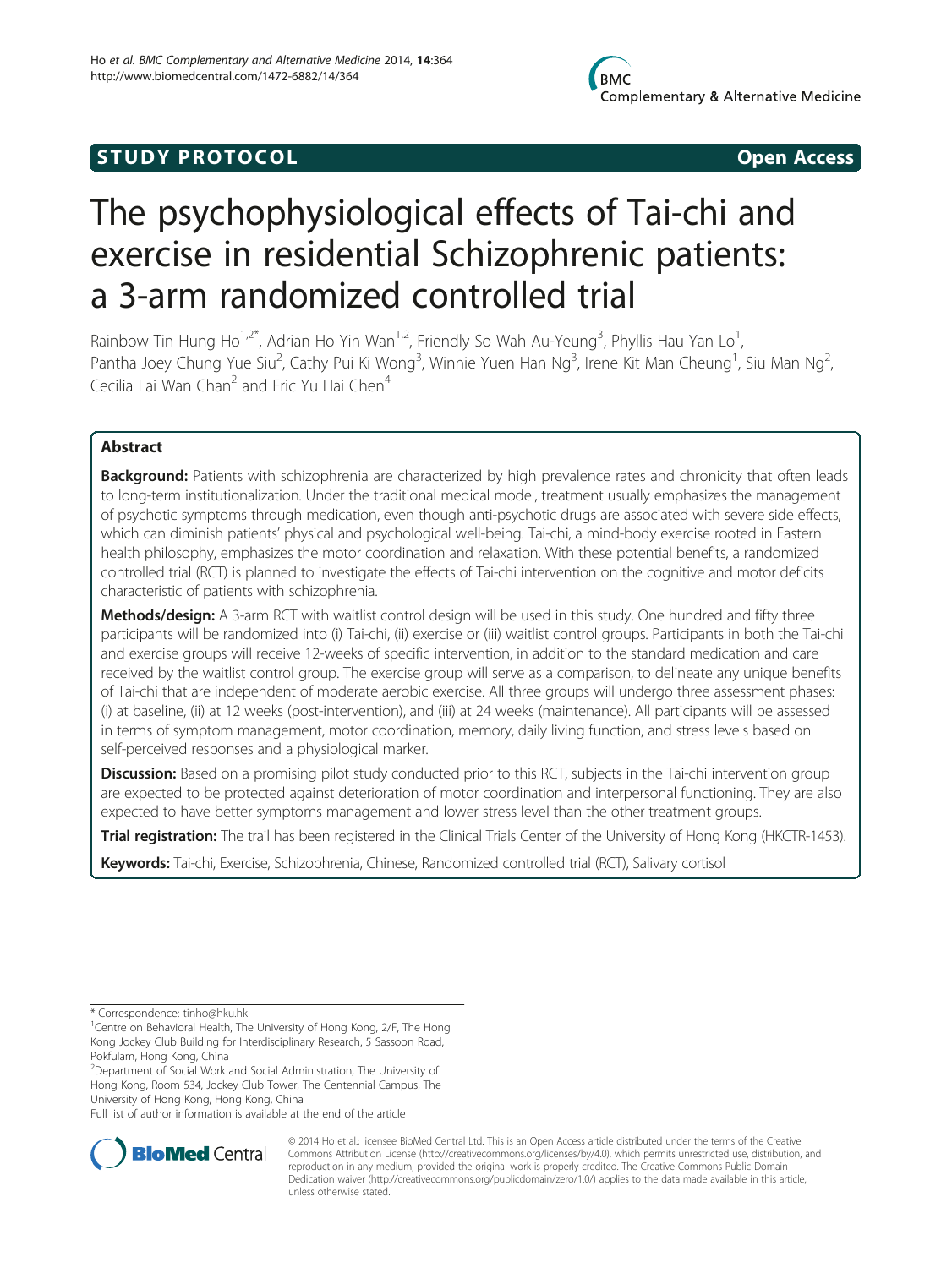STUDY PROTOCOL Open Access

# The psychophysiological effects of Tai-chi and exercise in residential Schizophrenic patients: a 3-arm randomized controlled trial

Rainbow Tin Hung Ho[1,2*], Adrian Ho Yin Wan[1,2], Friendly So Wah Au-Yeung[3], Phyllis Hau Yan Lo[1], Pantha Joey Chung Yue Siu[2], Cathy Pui Ki Wong[3], Winnie Yuen Han Ng[3], Irene Kit Man Cheung[1], Siu Man Ng[2], Cecilia Lai Wan Chan[2] and Eric Yu Hai Chen[4]

## Abstract

**Background:** Patients with schizophrenia are characterized by high prevalence rates and chronicity that often leads to long-term institutionalization. Under the traditional medical model, treatment usually emphasizes the management of psychotic symptoms through medication, even though anti-psychotic drugs are associated with severe side effects, which can diminish patients' physical and psychological well-being. Tai-chi, a mind-body exercise rooted in Eastern health philosophy, emphasizes the motor coordination and relaxation. With these potential benefits, a randomized controlled trial (RCT) is planned to investigate the effects of Tai-chi intervention on the cognitive and motor deficits characteristic of patients with schizophrenia.

**Methods/design:** A 3-arm RCT with waitlist control design will be used in this study. One hundred and fifty three participants will be randomized into (i) Tai-chi, (ii) exercise or (iii) waitlist control groups. Participants in both the Tai-chi and exercise groups will receive 12-weeks of specific intervention, in addition to the standard medication and care received by the waitlist control group. The exercise group will serve as a comparison, to delineate any unique benefits of Tai-chi that are independent of moderate aerobic exercise. All three groups will undergo three assessment phases: (i) at baseline, (ii) at 12 weeks (post-intervention), and (iii) at 24 weeks (maintenance). All participants will be assessed in terms of symptom management, motor coordination, memory, daily living function, and stress levels based on self-perceived responses and a physiological marker.

**Discussion:** Based on a promising pilot study conducted prior to this RCT, subjects in the Tai-chi intervention group are expected to be protected against deterioration of motor coordination and interpersonal functioning. They are also expected to have better symptoms management and lower stress level than the other treatment groups.

**Trial registration:** The trail has been registered in the Clinical Trials Center of the University of Hong Kong (HKCTR-1453).

**Keywords:** Tai-chi, Exercise, Schizophrenia, Chinese, Randomized controlled trial (RCT), Salivary cortisol

\* Correspondence: tinho@hku.hk

[1]Centre on Behavioral Health, The University of Hong Kong, 2/F, The Hong Kong Jockey Club Building for Interdisciplinary Research, 5 Sassoon Road, Pokfulam, Hong Kong, China

[2]Department of Social Work and Social Administration, The University of Hong Kong, Room 534, Jockey Club Tower, The Centennial Campus, The University of Hong Kong, Hong Kong, China

Full list of author information is available at the end of the article

© 2014 Ho et al.; licensee BioMed Central Ltd. This is an Open Access article distributed under the terms of the Creative Commons Attribution License (http://creativecommons.org/licenses/by/4.0), which permits unrestricted use, distribution, and reproduction in any medium, provided the original work is properly credited. The Creative Commons Public Domain Dedication waiver (http://creativecommons.org/publicdomain/zero/1.0/) applies to the data made available in this article, unless otherwise stated.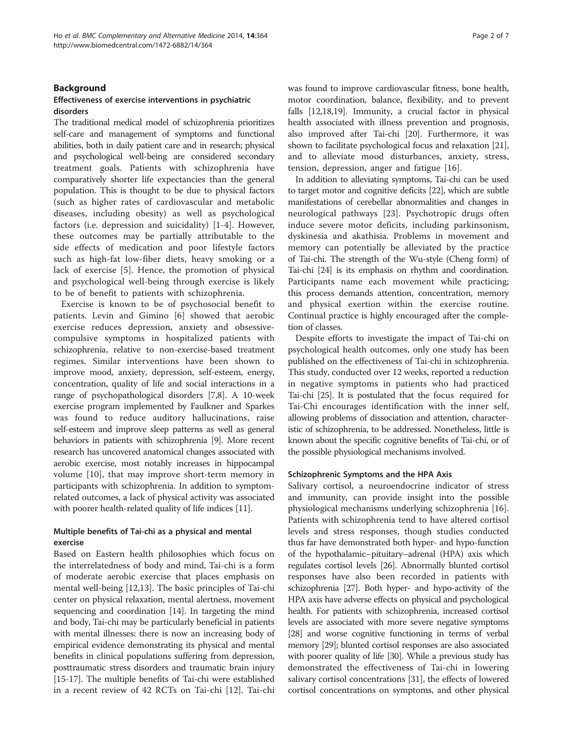## Background

### Effectiveness of exercise interventions in psychiatric disorders

The traditional medical model of schizophrenia prioritizes self-care and management of symptoms and functional abilities, both in daily patient care and in research; physical and psychological well-being are considered secondary treatment goals. Patients with schizophrenia have comparatively shorter life expectancies than the general population. This is thought to be due to physical factors (such as higher rates of cardiovascular and metabolic diseases, including obesity) as well as psychological factors (i.e. depression and suicidality) [1-4]. However, these outcomes may be partially attributable to the side effects of medication and poor lifestyle factors such as high-fat low-fiber diets, heavy smoking or a lack of exercise [5]. Hence, the promotion of physical and psychological well-being through exercise is likely to be of benefit to patients with schizophrenia.

Exercise is known to be of psychosocial benefit to patients. Levin and Gimino [6] showed that aerobic exercise reduces depression, anxiety and obsessive-compulsive symptoms in hospitalized patients with schizophrenia, relative to non-exercise-based treatment regimes. Similar interventions have been shown to improve mood, anxiety, depression, self-esteem, energy, concentration, quality of life and social interactions in a range of psychopathological disorders [7,8]. A 10-week exercise program implemented by Faulkner and Sparkes was found to reduce auditory hallucinations, raise self-esteem and improve sleep patterns as well as general behaviors in patients with schizophrenia [9]. More recent research has uncovered anatomical changes associated with aerobic exercise, most notably increases in hippocampal volume [10], that may improve short-term memory in participants with schizophrenia. In addition to symptom-related outcomes, a lack of physical activity was associated with poorer health-related quality of life indices [11].

### Multiple benefits of Tai-chi as a physical and mental exercise

Based on Eastern health philosophies which focus on the interrelatedness of body and mind, Tai-chi is a form of moderate aerobic exercise that places emphasis on mental well-being [12,13]. The basic principles of Tai-chi center on physical relaxation, mental alertness, movement sequencing and coordination [14]. In targeting the mind and body, Tai-chi may be particularly beneficial in patients with mental illnesses: there is now an increasing body of empirical evidence demonstrating its physical and mental benefits in clinical populations suffering from depression, posttraumatic stress disorders and traumatic brain injury [15-17]. The multiple benefits of Tai-chi were established in a recent review of 42 RCTs on Tai-chi [12]. Tai-chi was found to improve cardiovascular fitness, bone health, motor coordination, balance, flexibility, and to prevent falls [12,18,19]. Immunity, a crucial factor in physical health associated with illness prevention and prognosis, also improved after Tai-chi [20]. Furthermore, it was shown to facilitate psychological focus and relaxation [21], and to alleviate mood disturbances, anxiety, stress, tension, depression, anger and fatigue [16].

In addition to alleviating symptoms, Tai-chi can be used to target motor and cognitive deficits [22], which are subtle manifestations of cerebellar abnormalities and changes in neurological pathways [23]. Psychotropic drugs often induce severe motor deficits, including parkinsonism, dyskinesia and akathisia. Problems in movement and memory can potentially be alleviated by the practice of Tai-chi. The strength of the Wu-style (Cheng form) of Tai-chi [24] is its emphasis on rhythm and coordination. Participants name each movement while practicing; this process demands attention, concentration, memory and physical exertion within the exercise routine. Continual practice is highly encouraged after the completion of classes.

Despite efforts to investigate the impact of Tai-chi on psychological health outcomes, only one study has been published on the effectiveness of Tai-chi in schizophrenia. This study, conducted over 12 weeks, reported a reduction in negative symptoms in patients who had practiced Tai-chi [25]. It is postulated that the focus required for Tai-Chi encourages identification with the inner self, allowing problems of dissociation and attention, characteristic of schizophrenia, to be addressed. Nonetheless, little is known about the specific cognitive benefits of Tai-chi, or of the possible physiological mechanisms involved.

### Schizophrenic Symptoms and the HPA Axis

Salivary cortisol, a neuroendocrine indicator of stress and immunity, can provide insight into the possible physiological mechanisms underlying schizophrenia [16]. Patients with schizophrenia tend to have altered cortisol levels and stress responses, though studies conducted thus far have demonstrated both hyper- and hypo-function of the hypothalamic–pituitary–adrenal (HPA) axis which regulates cortisol levels [26]. Abnormally blunted cortisol responses have also been recorded in patients with schizophrenia [27]. Both hyper- and hypo-activity of the HPA axis have adverse effects on physical and psychological health. For patients with schizophrenia, increased cortisol levels are associated with more severe negative symptoms [28] and worse cognitive functioning in terms of verbal memory [29]; blunted cortisol responses are also associated with poorer quality of life [30]. While a previous study has demonstrated the effectiveness of Tai-chi in lowering salivary cortisol concentrations [31], the effects of lowered cortisol concentrations on symptoms, and other physical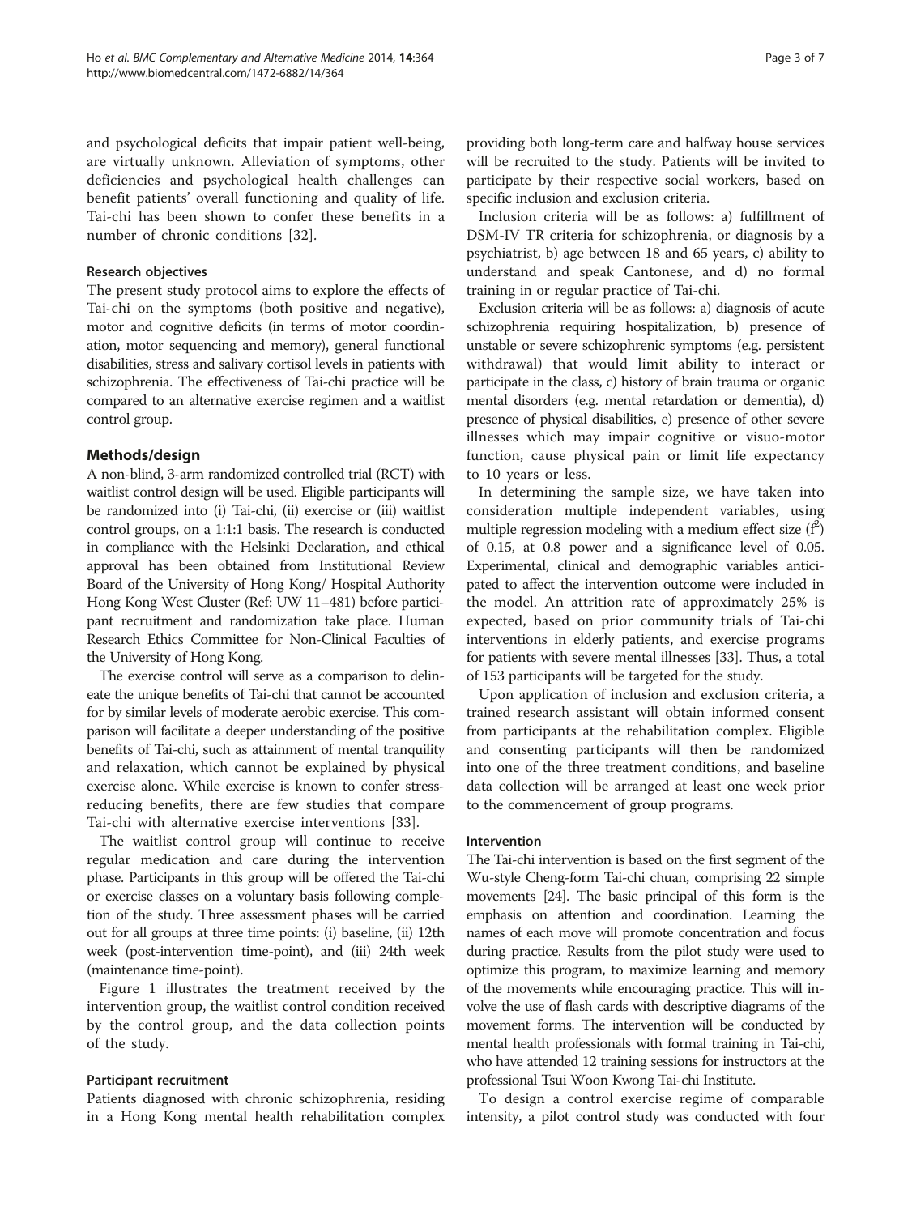and psychological deficits that impair patient well-being, are virtually unknown. Alleviation of symptoms, other deficiencies and psychological health challenges can benefit patients' overall functioning and quality of life. Tai-chi has been shown to confer these benefits in a number of chronic conditions [32].

### Research objectives

The present study protocol aims to explore the effects of Tai-chi on the symptoms (both positive and negative), motor and cognitive deficits (in terms of motor coordination, motor sequencing and memory), general functional disabilities, stress and salivary cortisol levels in patients with schizophrenia. The effectiveness of Tai-chi practice will be compared to an alternative exercise regimen and a waitlist control group.

## Methods/design

A non-blind, 3-arm randomized controlled trial (RCT) with waitlist control design will be used. Eligible participants will be randomized into (i) Tai-chi, (ii) exercise or (iii) waitlist control groups, on a 1:1:1 basis. The research is conducted in compliance with the Helsinki Declaration, and ethical approval has been obtained from Institutional Review Board of the University of Hong Kong/ Hospital Authority Hong Kong West Cluster (Ref: UW 11–481) before participant recruitment and randomization take place. Human Research Ethics Committee for Non-Clinical Faculties of the University of Hong Kong.

The exercise control will serve as a comparison to delineate the unique benefits of Tai-chi that cannot be accounted for by similar levels of moderate aerobic exercise. This comparison will facilitate a deeper understanding of the positive benefits of Tai-chi, such as attainment of mental tranquility and relaxation, which cannot be explained by physical exercise alone. While exercise is known to confer stress-reducing benefits, there are few studies that compare Tai-chi with alternative exercise interventions [33].

The waitlist control group will continue to receive regular medication and care during the intervention phase. Participants in this group will be offered the Tai-chi or exercise classes on a voluntary basis following completion of the study. Three assessment phases will be carried out for all groups at three time points: (i) baseline, (ii) 12th week (post-intervention time-point), and (iii) 24th week (maintenance time-point).

Figure 1 illustrates the treatment received by the intervention group, the waitlist control condition received by the control group, and the data collection points of the study.

### Participant recruitment

Patients diagnosed with chronic schizophrenia, residing in a Hong Kong mental health rehabilitation complex providing both long-term care and halfway house services will be recruited to the study. Patients will be invited to participate by their respective social workers, based on specific inclusion and exclusion criteria.

Inclusion criteria will be as follows: a) fulfillment of DSM-IV TR criteria for schizophrenia, or diagnosis by a psychiatrist, b) age between 18 and 65 years, c) ability to understand and speak Cantonese, and d) no formal training in or regular practice of Tai-chi.

Exclusion criteria will be as follows: a) diagnosis of acute schizophrenia requiring hospitalization, b) presence of unstable or severe schizophrenic symptoms (e.g. persistent withdrawal) that would limit ability to interact or participate in the class, c) history of brain trauma or organic mental disorders (e.g. mental retardation or dementia), d) presence of physical disabilities, e) presence of other severe illnesses which may impair cognitive or visuo-motor function, cause physical pain or limit life expectancy to 10 years or less.

In determining the sample size, we have taken into consideration multiple independent variables, using multiple regression modeling with a medium effect size ($f^2$) of 0.15, at 0.8 power and a significance level of 0.05. Experimental, clinical and demographic variables anticipated to affect the intervention outcome were included in the model. An attrition rate of approximately 25% is expected, based on prior community trials of Tai-chi interventions in elderly patients, and exercise programs for patients with severe mental illnesses [33]. Thus, a total of 153 participants will be targeted for the study.

Upon application of inclusion and exclusion criteria, a trained research assistant will obtain informed consent from participants at the rehabilitation complex. Eligible and consenting participants will then be randomized into one of the three treatment conditions, and baseline data collection will be arranged at least one week prior to the commencement of group programs.

### Intervention

The Tai-chi intervention is based on the first segment of the Wu-style Cheng-form Tai-chi chuan, comprising 22 simple movements [24]. The basic principal of this form is the emphasis on attention and coordination. Learning the names of each move will promote concentration and focus during practice. Results from the pilot study were used to optimize this program, to maximize learning and memory of the movements while encouraging practice. This will involve the use of flash cards with descriptive diagrams of the movement forms. The intervention will be conducted by mental health professionals with formal training in Tai-chi, who have attended 12 training sessions for instructors at the professional Tsui Woon Kwong Tai-chi Institute.

To design a control exercise regime of comparable intensity, a pilot control study was conducted with four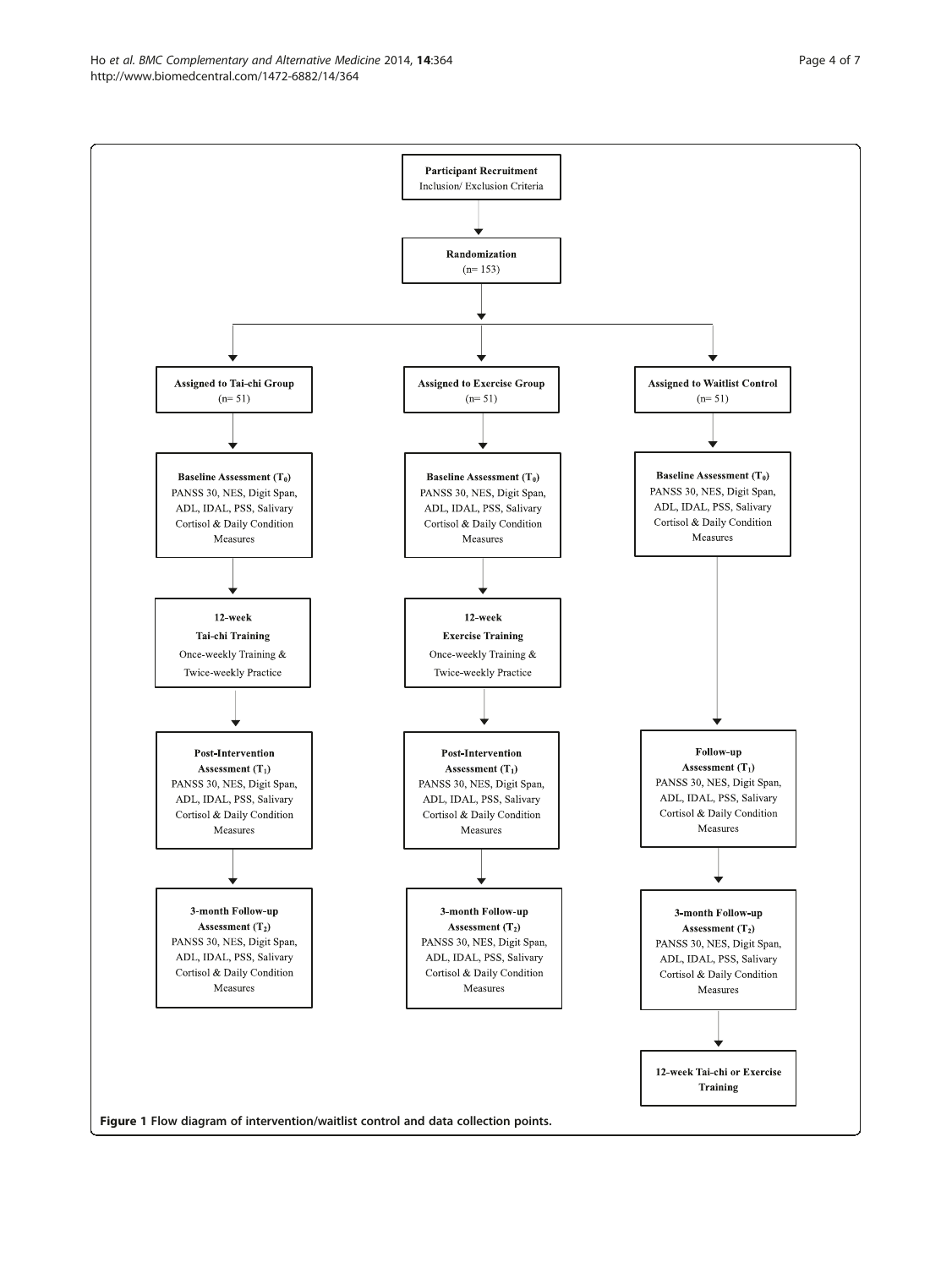**Participant Recruitment**
Inclusion/ Exclusion Criteria

↓

**Randomization**
(n= 153)

↓

| **Assigned to Tai-chi Group** (n= 51) | **Assigned to Exercise Group** (n= 51) | **Assigned to Waitlist Control** (n= 51) |
| --- | --- | --- |
| **Baseline Assessment ($T_0$)** PANSS 30, NES, Digit Span, ADL, IDAL, PSS, Salivary Cortisol & Daily Condition Measures | **Baseline Assessment ($T_0$)** PANSS 30, NES, Digit Span, ADL, IDAL, PSS, Salivary Cortisol & Daily Condition Measures | **Baseline Assessment ($T_0$)** PANSS 30, NES, Digit Span, ADL, IDAL, PSS, Salivary Cortisol & Daily Condition Measures |
| **12-week Tai-chi Training** Once-weekly Training & Twice-weekly Practice | **12-week Exercise Training** Once-weekly Training & Twice-weekly Practice | |
| **Post-Intervention Assessment ($T_1$)** PANSS 30, NES, Digit Span, ADL, IDAL, PSS, Salivary Cortisol & Daily Condition Measures | **Post-Intervention Assessment ($T_1$)** PANSS 30, NES, Digit Span, ADL, IDAL, PSS, Salivary Cortisol & Daily Condition Measures | **Follow-up Assessment ($T_1$)** PANSS 30, NES, Digit Span, ADL, IDAL, PSS, Salivary Cortisol & Daily Condition Measures |
| **3-month Follow-up Assessment ($T_2$)** PANSS 30, NES, Digit Span, ADL, IDAL, PSS, Salivary Cortisol & Daily Condition Measures | **3-month Follow-up Assessment ($T_2$)** PANSS 30, NES, Digit Span, ADL, IDAL, PSS, Salivary Cortisol & Daily Condition Measures | **3-month Follow-up Assessment ($T_2$)** PANSS 30, NES, Digit Span, ADL, IDAL, PSS, Salivary Cortisol & Daily Condition Measures |
| | | **12-week Tai-chi or Exercise Training** |

**Figure 1** Flow diagram of intervention/waitlist control and data collection points.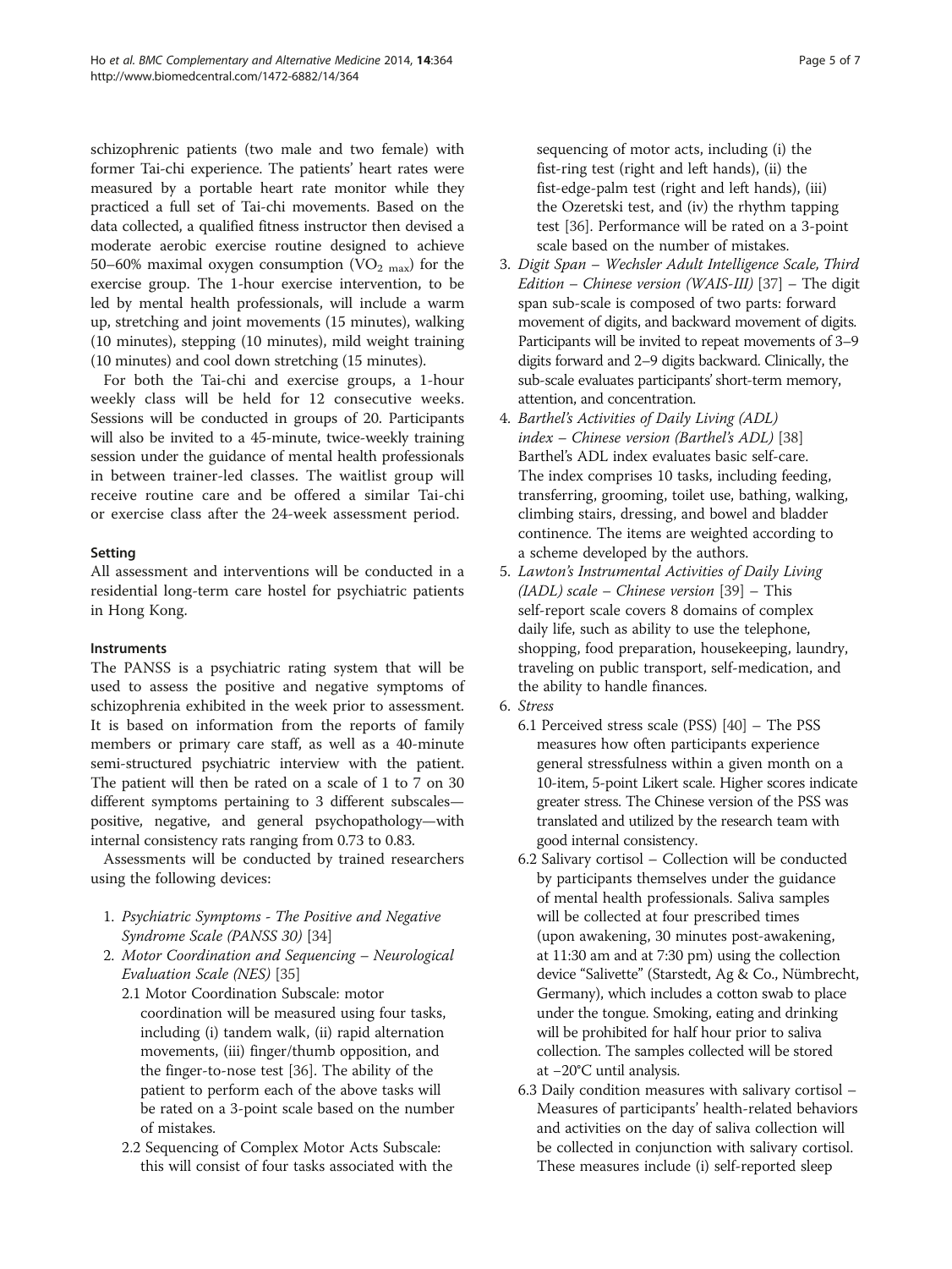schizophrenic patients (two male and two female) with former Tai-chi experience. The patients' heart rates were measured by a portable heart rate monitor while they practiced a full set of Tai-chi movements. Based on the data collected, a qualified fitness instructor then devised a moderate aerobic exercise routine designed to achieve 50–60% maximal oxygen consumption ($VO_{2\ max}$) for the exercise group. The 1-hour exercise intervention, to be led by mental health professionals, will include a warm up, stretching and joint movements (15 minutes), walking (10 minutes), stepping (10 minutes), mild weight training (10 minutes) and cool down stretching (15 minutes).

For both the Tai-chi and exercise groups, a 1-hour weekly class will be held for 12 consecutive weeks. Sessions will be conducted in groups of 20. Participants will also be invited to a 45-minute, twice-weekly training session under the guidance of mental health professionals in between trainer-led classes. The waitlist group will receive routine care and be offered a similar Tai-chi or exercise class after the 24-week assessment period.

### Setting

All assessment and interventions will be conducted in a residential long-term care hostel for psychiatric patients in Hong Kong.

### Instruments

The PANSS is a psychiatric rating system that will be used to assess the positive and negative symptoms of schizophrenia exhibited in the week prior to assessment. It is based on information from the reports of family members or primary care staff, as well as a 40-minute semi-structured psychiatric interview with the patient. The patient will then be rated on a scale of 1 to 7 on 30 different symptoms pertaining to 3 different subscales—positive, negative, and general psychopathology—with internal consistency rats ranging from 0.73 to 0.83.

Assessments will be conducted by trained researchers using the following devices:

1. *Psychiatric Symptoms - The Positive and Negative Syndrome Scale (PANSS 30)* [34]
2. *Motor Coordination and Sequencing – Neurological Evaluation Scale (NES)* [35]
   - 2.1 Motor Coordination Subscale: motor coordination will be measured using four tasks, including (i) tandem walk, (ii) rapid alternation movements, (iii) finger/thumb opposition, and the finger-to-nose test [36]. The ability of the patient to perform each of the above tasks will be rated on a 3-point scale based on the number of mistakes.
   - 2.2 Sequencing of Complex Motor Acts Subscale: this will consist of four tasks associated with the sequencing of motor acts, including (i) the fist-ring test (right and left hands), (ii) the fist-edge-palm test (right and left hands), (iii) the Ozeretski test, and (iv) the rhythm tapping test [36]. Performance will be rated on a 3-point scale based on the number of mistakes.
3. *Digit Span – Wechsler Adult Intelligence Scale, Third Edition – Chinese version (WAIS-III)* [37] – The digit span sub-scale is composed of two parts: forward movement of digits, and backward movement of digits. Participants will be invited to repeat movements of 3–9 digits forward and 2–9 digits backward. Clinically, the sub-scale evaluates participants' short-term memory, attention, and concentration.
4. *Barthel's Activities of Daily Living (ADL) index – Chinese version (Barthel's ADL)* [38] Barthel's ADL index evaluates basic self-care. The index comprises 10 tasks, including feeding, transferring, grooming, toilet use, bathing, walking, climbing stairs, dressing, and bowel and bladder continence. The items are weighted according to a scheme developed by the authors.
5. *Lawton's Instrumental Activities of Daily Living (IADL) scale – Chinese version* [39] – This self-report scale covers 8 domains of complex daily life, such as ability to use the telephone, shopping, food preparation, housekeeping, laundry, traveling on public transport, self-medication, and the ability to handle finances.
6. *Stress*
   - 6.1 Perceived stress scale (PSS) [40] – The PSS measures how often participants experience general stressfulness within a given month on a 10-item, 5-point Likert scale. Higher scores indicate greater stress. The Chinese version of the PSS was translated and utilized by the research team with good internal consistency.
   - 6.2 Salivary cortisol – Collection will be conducted by participants themselves under the guidance of mental health professionals. Saliva samples will be collected at four prescribed times (upon awakening, 30 minutes post-awakening, at 11:30 am and at 7:30 pm) using the collection device "Salivette" (Starstedt, Ag & Co., Nümbrecht, Germany), which includes a cotton swab to place under the tongue. Smoking, eating and drinking will be prohibited for half hour prior to saliva collection. The samples collected will be stored at −20°C until analysis.
   - 6.3 Daily condition measures with salivary cortisol – Measures of participants' health-related behaviors and activities on the day of saliva collection will be collected in conjunction with salivary cortisol. These measures include (i) self-reported sleep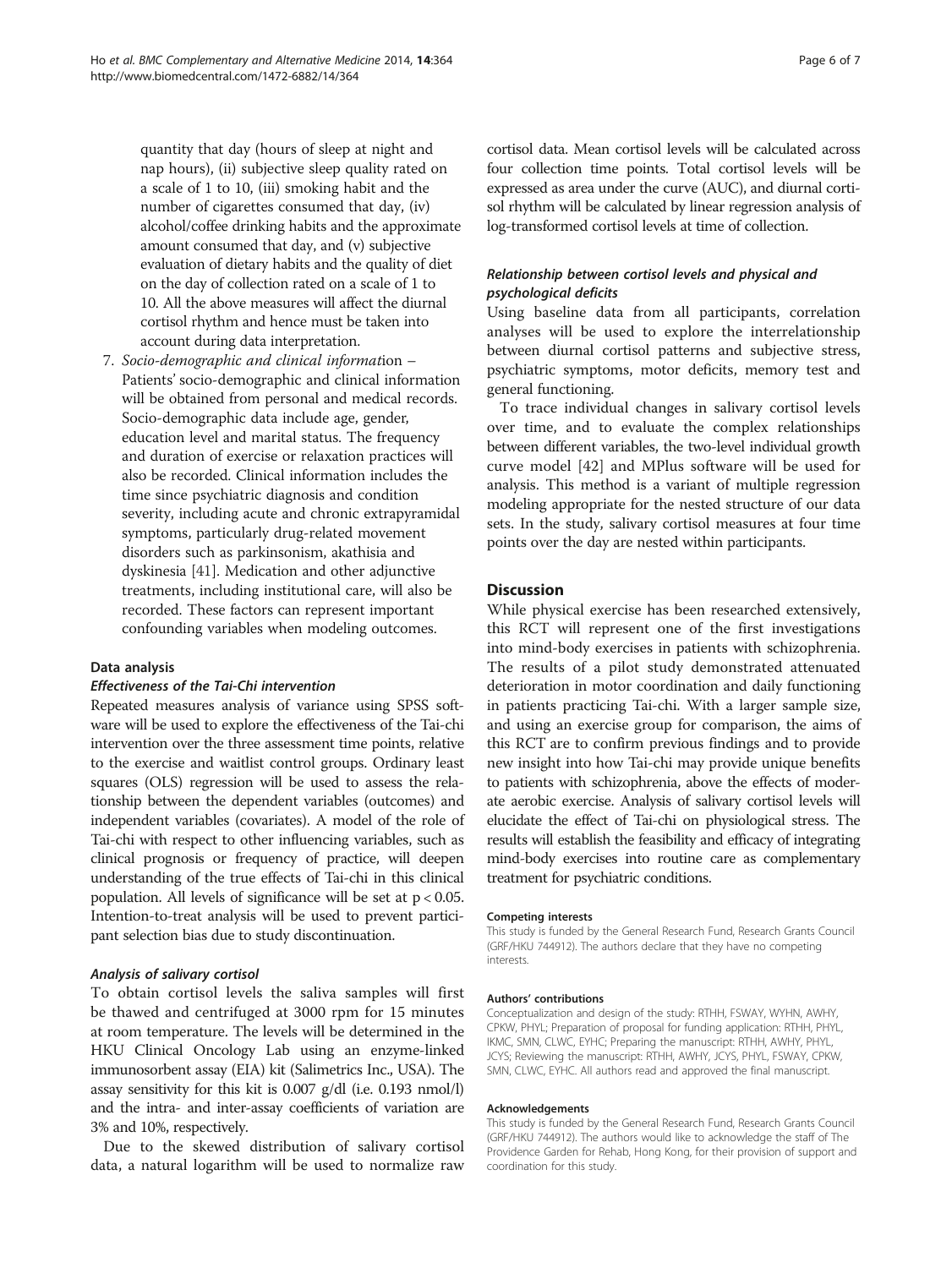quantity that day (hours of sleep at night and nap hours), (ii) subjective sleep quality rated on a scale of 1 to 10, (iii) smoking habit and the number of cigarettes consumed that day, (iv) alcohol/coffee drinking habits and the approximate amount consumed that day, and (v) subjective evaluation of dietary habits and the quality of diet on the day of collection rated on a scale of 1 to 10. All the above measures will affect the diurnal cortisol rhythm and hence must be taken into account during data interpretation.

7. *Socio-demographic and clinical information* – Patients' socio-demographic and clinical information will be obtained from personal and medical records. Socio-demographic data include age, gender, education level and marital status. The frequency and duration of exercise or relaxation practices will also be recorded. Clinical information includes the time since psychiatric diagnosis and condition severity, including acute and chronic extrapyramidal symptoms, particularly drug-related movement disorders such as parkinsonism, akathisia and dyskinesia [41]. Medication and other adjunctive treatments, including institutional care, will also be recorded. These factors can represent important confounding variables when modeling outcomes.

### Data analysis

#### *Effectiveness of the Tai-Chi intervention*

Repeated measures analysis of variance using SPSS software will be used to explore the effectiveness of the Tai-chi intervention over the three assessment time points, relative to the exercise and waitlist control groups. Ordinary least squares (OLS) regression will be used to assess the relationship between the dependent variables (outcomes) and independent variables (covariates). A model of the role of Tai-chi with respect to other influencing variables, such as clinical prognosis or frequency of practice, will deepen understanding of the true effects of Tai-chi in this clinical population. All levels of significance will be set at $p < 0.05$. Intention-to-treat analysis will be used to prevent participant selection bias due to study discontinuation.

#### *Analysis of salivary cortisol*

To obtain cortisol levels the saliva samples will first be thawed and centrifuged at 3000 rpm for 15 minutes at room temperature. The levels will be determined in the HKU Clinical Oncology Lab using an enzyme-linked immunosorbent assay (EIA) kit (Salimetrics Inc., USA). The assay sensitivity for this kit is 0.007 g/dl (i.e. 0.193 nmol/l) and the intra- and inter-assay coefficients of variation are 3% and 10%, respectively.

Due to the skewed distribution of salivary cortisol data, a natural logarithm will be used to normalize raw cortisol data. Mean cortisol levels will be calculated across four collection time points. Total cortisol levels will be expressed as area under the curve (AUC), and diurnal cortisol rhythm will be calculated by linear regression analysis of log-transformed cortisol levels at time of collection.

#### *Relationship between cortisol levels and physical and psychological deficits*

Using baseline data from all participants, correlation analyses will be used to explore the interrelationship between diurnal cortisol patterns and subjective stress, psychiatric symptoms, motor deficits, memory test and general functioning.

To trace individual changes in salivary cortisol levels over time, and to evaluate the complex relationships between different variables, the two-level individual growth curve model [42] and MPlus software will be used for analysis. This method is a variant of multiple regression modeling appropriate for the nested structure of our data sets. In the study, salivary cortisol measures at four time points over the day are nested within participants.

## Discussion

While physical exercise has been researched extensively, this RCT will represent one of the first investigations into mind-body exercises in patients with schizophrenia. The results of a pilot study demonstrated attenuated deterioration in motor coordination and daily functioning in patients practicing Tai-chi. With a larger sample size, and using an exercise group for comparison, the aims of this RCT are to confirm previous findings and to provide new insight into how Tai-chi may provide unique benefits to patients with schizophrenia, above the effects of moderate aerobic exercise. Analysis of salivary cortisol levels will elucidate the effect of Tai-chi on physiological stress. The results will establish the feasibility and efficacy of integrating mind-body exercises into routine care as complementary treatment for psychiatric conditions.

#### Competing interests

This study is funded by the General Research Fund, Research Grants Council (GRF/HKU 744912). The authors declare that they have no competing interests.

#### Authors' contributions

Conceptualization and design of the study: RTHH, FSWAY, WYHN, AWHY, CPKW, PHYL; Preparation of proposal for funding application: RTHH, PHYL, IKMC, SMN, CLWC, EYHC; Preparing the manuscript: RTHH, AWHY, PHYL, JCYS; Reviewing the manuscript: RTHH, AWHY, JCYS, PHYL, FSWAY, CPKW, SMN, CLWC, EYHC. All authors read and approved the final manuscript.

#### Acknowledgements

This study is funded by the General Research Fund, Research Grants Council (GRF/HKU 744912). The authors would like to acknowledge the staff of The Providence Garden for Rehab, Hong Kong, for their provision of support and coordination for this study.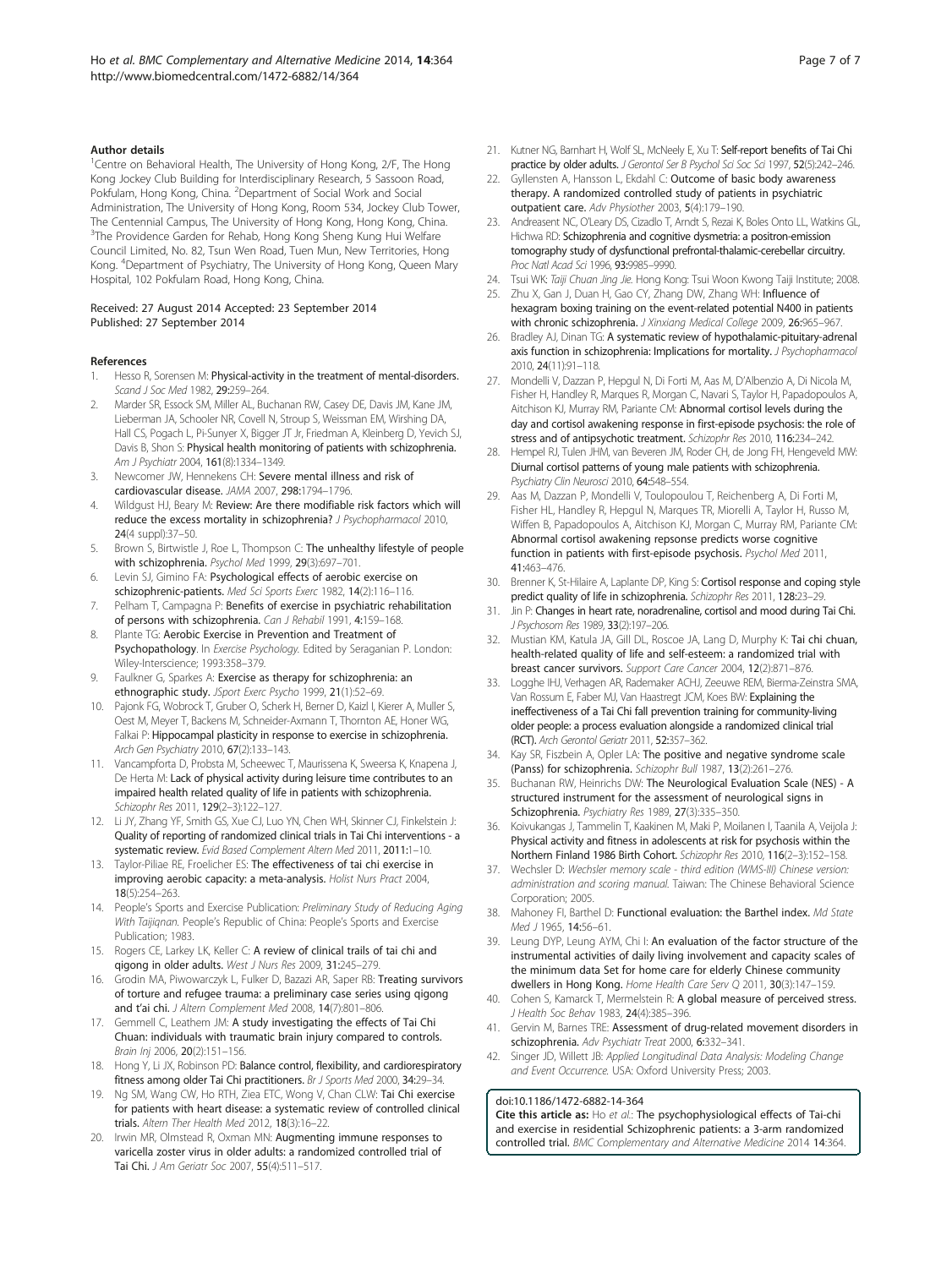#### Author details

[1]Centre on Behavioral Health, The University of Hong Kong, 2/F, The Hong Kong Jockey Club Building for Interdisciplinary Research, 5 Sassoon Road, Pokfulam, Hong Kong, China. [2]Department of Social Work and Social Administration, The University of Hong Kong, Room 534, Jockey Club Tower, The Centennial Campus, The University of Hong Kong, Hong Kong, China. [3]The Providence Garden for Rehab, Hong Kong Sheng Kung Hui Welfare Council Limited, No. 82, Tsun Wen Road, Tuen Mun, New Territories, Hong Kong. [4]Department of Psychiatry, The University of Hong Kong, Queen Mary Hospital, 102 Pokfulam Road, Hong Kong, China.

Received: 27 August 2014 Accepted: 23 September 2014
Published: 27 September 2014

#### References

1. Hesso R, Sorensen M: **Physical-activity in the treatment of mental-disorders.** *Scand J Soc Med* 1982, **29:**259–264.
2. Marder SR, Essock SM, Miller AL, Buchanan RW, Casey DE, Davis JM, Kane JM, Lieberman JA, Schooler NR, Covell N, Stroup S, Weissman EM, Wirshing DA, Hall CS, Pogach L, Pi-Sunyer X, Bigger JT Jr, Friedman A, Kleinberg D, Yevich SJ, Davis B, Shon S: **Physical health monitoring of patients with schizophrenia.** *Am J Psychiatr* 2004, **161**(8):1334–1349.
3. Newcomer JW, Hennekens CH: **Severe mental illness and risk of cardiovascular disease.** *JAMA* 2007, **298:**1794–1796.
4. Wildgust HJ, Beary M: **Review: Are there modifiable risk factors which will reduce the excess mortality in schizophrenia?** *J Psychopharmacol* 2010, **24**(4 suppl):37–50.
5. Brown S, Birtwistle J, Roe L, Thompson C: **The unhealthy lifestyle of people with schizophrenia.** *Psychol Med* 1999, **29**(3):697–701.
6. Levin SJ, Gimino FA: **Psychological effects of aerobic exercise on schizophrenic-patients.** *Med Sci Sports Exerc* 1982, **14**(2):116–116.
7. Pelham T, Campagna P: **Benefits of exercise in psychiatric rehabilitation of persons with schizophrenia.** *Can J Rehabil* 1991, **4:**159–168.
8. Plante TG: **Aerobic Exercise in Prevention and Treatment of Psychopathology.** In *Exercise Psychology.* Edited by Seraganian P. London: Wiley-Interscience; 1993:358–379.
9. Faulkner G, Sparkes A: **Exercise as therapy for schizophrenia: an ethnographic study.** *JSport Exerc Psycho* 1999, **21**(1):52–69.
10. Pajonk FG, Wobrock T, Gruber O, Scherk H, Berner D, Kaizl I, Kierer A, Muller S, Oest M, Meyer T, Backens M, Schneider-Axmann T, Thornton AE, Honer WG, Falkai P: **Hippocampal plasticity in response to exercise in schizophrenia.** *Arch Gen Psychiatry* 2010, **67**(2):133–143.
11. Vancampforta D, Probsta M, Scheewec T, Maurissena K, Sweersa K, Knapena J, De Herta M: **Lack of physical activity during leisure time contributes to an impaired health related quality of life in patients with schizophrenia.** *Schizophr Res* 2011, **129**(2–3):122–127.
12. Li JY, Zhang YF, Smith GS, Xue CJ, Luo YN, Chen WH, Skinner CJ, Finkelstein J: **Quality of reporting of randomized clinical trials in Tai Chi interventions - a systematic review.** *Evid Based Complement Altern Med* 2011, **2011:**1–10.
13. Taylor-Piliae RE, Froelicher ES: **The effectiveness of tai chi exercise in improving aerobic capacity: a meta-analysis.** *Holist Nurs Pract* 2004, **18**(5):254–263.
14. People's Sports and Exercise Publication: *Preliminary Study of Reducing Aging With Taijiqnan.* People's Republic of China: People's Sports and Exercise Publication; 1983.
15. Rogers CE, Larkey LK, Keller C: **A review of clinical trails of tai chi and qigong in older adults.** *West J Nurs Res* 2009, **31:**245–279.
16. Grodin MA, Piwowarczyk L, Fulker D, Bazazi AR, Saper RB: **Treating survivors of torture and refugee trauma: a preliminary case series using qigong and t'ai chi.** *J Altern Complement Med* 2008, **14**(7):801–806.
17. Gemmell C, Leathem JM: **A study investigating the effects of Tai Chi Chuan: individuals with traumatic brain injury compared to controls.** *Brain Inj* 2006, **20**(2):151–156.
18. Hong Y, Li JX, Robinson PD: **Balance control, flexibility, and cardiorespiratory fitness among older Tai Chi practitioners.** *Br J Sports Med* 2000, **34:**29–34.
19. Ng SM, Wang CW, Ho RTH, Ziea ETC, Wong V, Chan CLW: **Tai Chi exercise for patients with heart disease: a systematic review of controlled clinical trials.** *Altern Ther Health Med* 2012, **18**(3):16–22.
20. Irwin MR, Olmstead R, Oxman MN: **Augmenting immune responses to varicella zoster virus in older adults: a randomized controlled trial of Tai Chi.** *J Am Geriatr Soc* 2007, **55**(4):511–517.
21. Kutner NG, Barnhart H, Wolf SL, McNeely E, Xu T: **Self-report benefits of Tai Chi practice by older adults.** *J Gerontol Ser B Psychol Sci Soc Sci* 1997, **52**(5):242–246.
22. Gyllensten A, Hansson L, Ekdahl C: **Outcome of basic body awareness therapy. A randomized controlled study of patients in psychiatric outpatient care.** *Adv Physiother* 2003, **5**(4):179–190.
23. Andreasent NC, O'Leary DS, Cizadlo T, Arndt S, Rezai K, Boles Onto LL, Watkins GL, Hichwa RD: **Schizophrenia and cognitive dysmetria: a positron-emission tomography study of dysfunctional prefrontal-thalamic-cerebellar circuitry.** *Proc Natl Acad Sci* 1996, **93:**9985–9990.
24. Tsui WK: *Taiji Chuan Jing Jie.* Hong Kong: Tsui Woon Kwong Taiji Institute; 2008.
25. Zhu X, Gan J, Duan H, Gao CY, Zhang DW, Zhang WH: **Influence of hexagram boxing training on the event-related potential N400 in patients with chronic schizophrenia.** *J Xinxiang Medical College* 2009, **26:**965–967.
26. Bradley AJ, Dinan TG: **A systematic review of hypothalamic-pituitary-adrenal axis function in schizophrenia: Implications for mortality.** *J Psychopharmacol* 2010, **24**(11):91–118.
27. Mondelli V, Dazzan P, Hepgul N, Di Forti M, Aas M, D'Albenzio A, Di Nicola M, Fisher H, Handley R, Marques R, Morgan C, Navari S, Taylor H, Papadopoulos A, Aitchison KJ, Murray RM, Pariante CM: **Abnormal cortisol levels during the day and cortisol awakening response in first-episode psychosis: the role of stress and of antipsychotic treatment.** *Schizophr Res* 2010, **116:**234–242.
28. Hempel RJ, Tulen JHM, van Beveren JM, Roder CH, de Jong FH, Hengeveld MW: **Diurnal cortisol patterns of young male patients with schizophrenia.** *Psychiatry Clin Neurosci* 2010, **64:**548–554.
29. Aas M, Dazzan P, Mondelli V, Toulopoulou T, Reichenberg A, Di Forti M, Fisher HL, Handley R, Hepgul N, Marques TR, Miorelli A, Taylor H, Russo M, Wiffen B, Papadopoulos A, Aitchison KJ, Morgan C, Murray RM, Pariante CM: **Abnormal cortisol awakening repsonse predicts worse cognitive function in patients with first-episode psychosis.** *Psychol Med* 2011, **41:**463–476.
30. Brenner K, St-Hilaire A, Laplante DP, King S: **Cortisol response and coping style predict quality of life in schizophrenia.** *Schizophr Res* 2011, **128:**23–29.
31. Jin P: **Changes in heart rate, noradrenaline, cortisol and mood during Tai Chi.** *J Psychosom Res* 1989, **33**(2):197–206.
32. Mustian KM, Katula JA, Gill DL, Roscoe JA, Lang D, Murphy K: **Tai chi chuan, health-related quality of life and self-esteem: a randomized trial with breast cancer survivors.** *Support Care Cancer* 2004, **12**(2):871–876.
33. Logghe IHJ, Verhagen AR, Rademaker ACHJ, Zeeuwe REM, Bierma-Zeinstra SMA, Van Rossum E, Faber MJ, Van Haastregt JCM, Koes BW: **Explaining the ineffectiveness of a Tai Chi fall prevention training for community-living older people: a process evaluation alongside a randomized clinical trial (RCT).** *Arch Gerontol Geriat* 2011, **52:**357–362.
34. Kay SR, Fiszbein A, Opler LA: **The positive and negative syndrome scale (Panss) for schizophrenia.** *Schizophr Bull* 1987, **13**(2):261–276.
35. Buchanan RW, Heinrichs DW: **The Neurological Evaluation Scale (NES) - A structured instrument for the assessment of neurological signs in Schizophrenia.** *Psychiatry Res* 1989, **27**(3):335–350.
36. Koivukangas J, Tammelin T, Kaakinen M, Maki P, Moilanen I, Taanila A, Veijola J: **Physical activity and fitness in adolescents at risk for psychosis within the Northern Finland 1986 Birth Cohort.** *Schizophr Res* 2010, **116**(2–3):152–158.
37. Wechsler D: *Wechsler memory scale - third edition (WMS-III) Chinese version: administration and scoring manual.* Taiwan: The Chinese Behavioral Science Corporation; 2005.
38. Mahoney FI, Barthel D: **Functional evaluation: the Barthel index.** *Md State Med J* 1965, **14:**56–61.
39. Leung DYP, Leung AYM, Chi I: **An evaluation of the factor structure of the instrumental activities of daily living involvement and capacity scales of the minimum data Set for home care for elderly Chinese community dwellers in Hong Kong.** *Home Health Care Serv Q* 2011, **30**(3):147–159.
40. Cohen S, Kamarck T, Mermelstein R: **A global measure of perceived stress.** *J Health Soc Behav* 1983, **24**(4):385–396.
41. Gervin M, Barnes TRE: **Assessment of drug-related movement disorders in schizophrenia.** *Adv Psychiatr Treat* 2000, **6:**332–341.
42. Singer JD, Willett JB: *Applied Longitudinal Data Analysis: Modeling Change and Event Occurrence.* USA: Oxford University Press; 2003.

doi:10.1186/1472-6882-14-364

**Cite this article as:** Ho *et al.*: The psychophysiological effects of Tai-chi and exercise in residential Schizophrenic patients: a 3-arm randomized controlled trial. *BMC Complementary and Alternative Medicine* 2014 **14**:364.